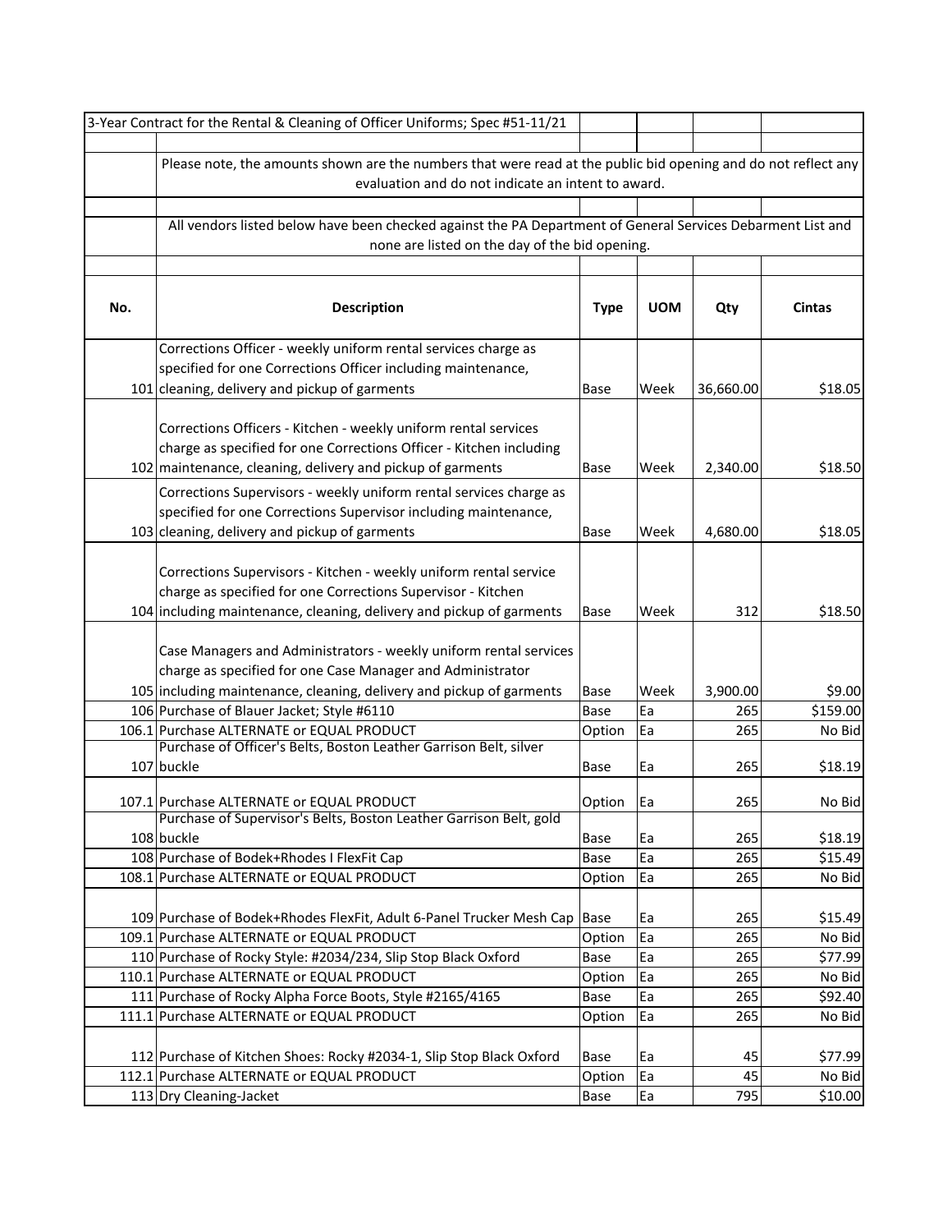3-Year Contract for the Rental & Cleaning of Officer Uniforms; Spec #51-11/21

Please note, the amounts shown are the numbers that were read at the public bid opening and do not reflect any evaluation and do not indicate an intent to award.

All vendors listed below have been checked against the PA Department of General Services Debarment List and none are listed on the day of the bid opening.

| No. | Description | Type | UOM | Qty | Cintas |
|---|---|---|---|---|---|
| 101 | Corrections Officer - weekly uniform rental services charge as specified for one Corrections Officer including maintenance, cleaning, delivery and pickup of garments | Base | Week | 36,660.00 | $18.05 |
| 102 | Corrections Officers - Kitchen - weekly uniform rental services charge as specified for one Corrections Officer - Kitchen including maintenance, cleaning, delivery and pickup of garments | Base | Week | 2,340.00 | $18.50 |
| 103 | Corrections Supervisors - weekly uniform rental services charge as specified for one Corrections Supervisor including maintenance, cleaning, delivery and pickup of garments | Base | Week | 4,680.00 | $18.05 |
| 104 | Corrections Supervisors - Kitchen - weekly uniform rental service charge as specified for one Corrections Supervisor - Kitchen including maintenance, cleaning, delivery and pickup of garments | Base | Week | 312 | $18.50 |
| 105 | Case Managers and Administrators - weekly uniform rental services charge as specified for one Case Manager and Administrator including maintenance, cleaning, delivery and pickup of garments | Base | Week | 3,900.00 | $9.00 |
| 106 | Purchase of Blauer Jacket; Style #6110 | Base | Ea | 265 | $159.00 |
| 106.1 | Purchase ALTERNATE or EQUAL PRODUCT | Option | Ea | 265 | No Bid |
| 107 | Purchase of Officer's Belts, Boston Leather Garrison Belt, silver buckle | Base | Ea | 265 | $18.19 |
| 107.1 | Purchase ALTERNATE or EQUAL PRODUCT | Option | Ea | 265 | No Bid |
| 108 | Purchase of Supervisor's Belts, Boston Leather Garrison Belt, gold buckle | Base | Ea | 265 | $18.19 |
| 108 | Purchase of Bodek+Rhodes I FlexFit Cap | Base | Ea | 265 | $15.49 |
| 108.1 | Purchase ALTERNATE or EQUAL PRODUCT | Option | Ea | 265 | No Bid |
| 109 | Purchase of Bodek+Rhodes FlexFit, Adult 6-Panel Trucker Mesh Cap | Base | Ea | 265 | $15.49 |
| 109.1 | Purchase ALTERNATE or EQUAL PRODUCT | Option | Ea | 265 | No Bid |
| 110 | Purchase of Rocky Style: #2034/234, Slip Stop Black Oxford | Base | Ea | 265 | $77.99 |
| 110.1 | Purchase ALTERNATE or EQUAL PRODUCT | Option | Ea | 265 | No Bid |
| 111 | Purchase of Rocky Alpha Force Boots, Style #2165/4165 | Base | Ea | 265 | $92.40 |
| 111.1 | Purchase ALTERNATE or EQUAL PRODUCT | Option | Ea | 265 | No Bid |
| 112 | Purchase of Kitchen Shoes: Rocky #2034-1, Slip Stop Black Oxford | Base | Ea | 45 | $77.99 |
| 112.1 | Purchase ALTERNATE or EQUAL PRODUCT | Option | Ea | 45 | No Bid |
| 113 | Dry Cleaning-Jacket | Base | Ea | 795 | $10.00 |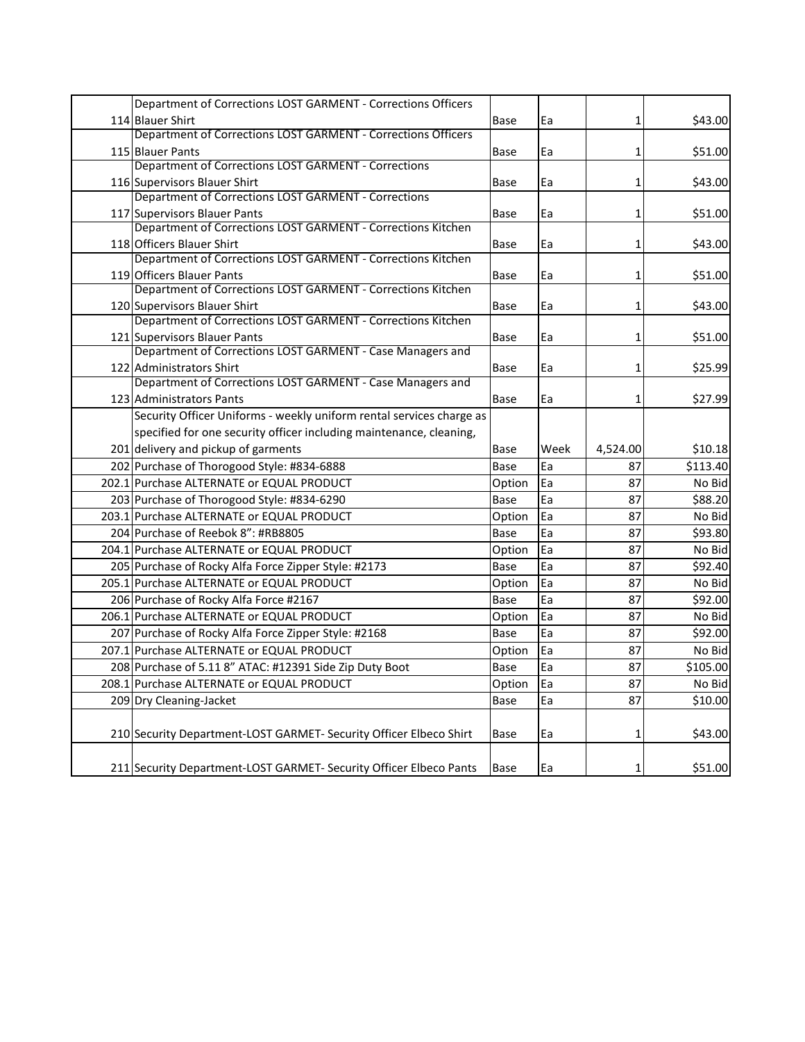| | | | | | |
|---|---|---|---|---|---|
| 114 | Department of Corrections LOST GARMENT - Corrections Officers Blauer Shirt | Base | Ea | 1 | $43.00 |
| 115 | Department of Corrections LOST GARMENT - Corrections Officers Blauer Pants | Base | Ea | 1 | $51.00 |
| 116 | Department of Corrections LOST GARMENT - Corrections Supervisors Blauer Shirt | Base | Ea | 1 | $43.00 |
| 117 | Department of Corrections LOST GARMENT - Corrections Supervisors Blauer Pants | Base | Ea | 1 | $51.00 |
| 118 | Department of Corrections LOST GARMENT - Corrections Kitchen Officers Blauer Shirt | Base | Ea | 1 | $43.00 |
| 119 | Department of Corrections LOST GARMENT - Corrections Kitchen Officers Blauer Pants | Base | Ea | 1 | $51.00 |
| 120 | Department of Corrections LOST GARMENT - Corrections Kitchen Supervisors Blauer Shirt | Base | Ea | 1 | $43.00 |
| 121 | Department of Corrections LOST GARMENT - Corrections Kitchen Supervisors Blauer Pants | Base | Ea | 1 | $51.00 |
| 122 | Department of Corrections LOST GARMENT - Case Managers and Administrators Shirt | Base | Ea | 1 | $25.99 |
| 123 | Department of Corrections LOST GARMENT - Case Managers and Administrators Pants | Base | Ea | 1 | $27.99 |
| 201 | Security Officer Uniforms - weekly uniform rental services charge as specified for one security officer including maintenance, cleaning, delivery and pickup of garments | Base | Week | 4,524.00 | $10.18 |
| 202 | Purchase of Thorogood Style: #834-6888 | Base | Ea | 87 | $113.40 |
| 202.1 | Purchase ALTERNATE or EQUAL PRODUCT | Option | Ea | 87 | No Bid |
| 203 | Purchase of Thorogood Style: #834-6290 | Base | Ea | 87 | $88.20 |
| 203.1 | Purchase ALTERNATE or EQUAL PRODUCT | Option | Ea | 87 | No Bid |
| 204 | Purchase of Reebok 8": #RB8805 | Base | Ea | 87 | $93.80 |
| 204.1 | Purchase ALTERNATE or EQUAL PRODUCT | Option | Ea | 87 | No Bid |
| 205 | Purchase of Rocky Alfa Force Zipper Style: #2173 | Base | Ea | 87 | $92.40 |
| 205.1 | Purchase ALTERNATE or EQUAL PRODUCT | Option | Ea | 87 | No Bid |
| 206 | Purchase of Rocky Alfa Force #2167 | Base | Ea | 87 | $92.00 |
| 206.1 | Purchase ALTERNATE or EQUAL PRODUCT | Option | Ea | 87 | No Bid |
| 207 | Purchase of Rocky Alfa Force Zipper Style: #2168 | Base | Ea | 87 | $92.00 |
| 207.1 | Purchase ALTERNATE or EQUAL PRODUCT | Option | Ea | 87 | No Bid |
| 208 | Purchase of 5.11 8" ATAC: #12391 Side Zip Duty Boot | Base | Ea | 87 | $105.00 |
| 208.1 | Purchase ALTERNATE or EQUAL PRODUCT | Option | Ea | 87 | No Bid |
| 209 | Dry Cleaning-Jacket | Base | Ea | 87 | $10.00 |
| 210 | Security Department-LOST GARMET- Security Officer Elbeco Shirt | Base | Ea | 1 | $43.00 |
| 211 | Security Department-LOST GARMET- Security Officer Elbeco Pants | Base | Ea | 1 | $51.00 |